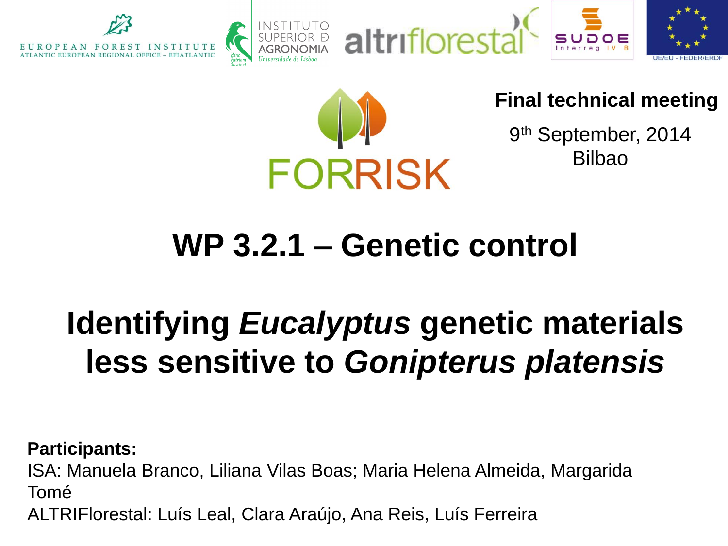EUROPEAN FOREST INSTITUTE
ATLANTIC EUROPEAN REGIONAL OFFICE – EFIATLANTIC

INSTITUTO SUPERIOR DE AGRONOMIA
Universidade de Lisboa

altriflorestal

SUDOE Interreg IV B

UE/EU - FEDER/ERDF

FORRISK

**Final technical meeting**

9th September, 2014
Bilbao

# WP 3.2.1 – Genetic control

# Identifying *Eucalyptus* genetic materials less sensitive to *Gonipterus platensis*

**Participants:**

ISA: Manuela Branco, Liliana Vilas Boas; Maria Helena Almeida, Margarida Tomé

ALTRIFlorestal: Luís Leal, Clara Araújo, Ana Reis, Luís Ferreira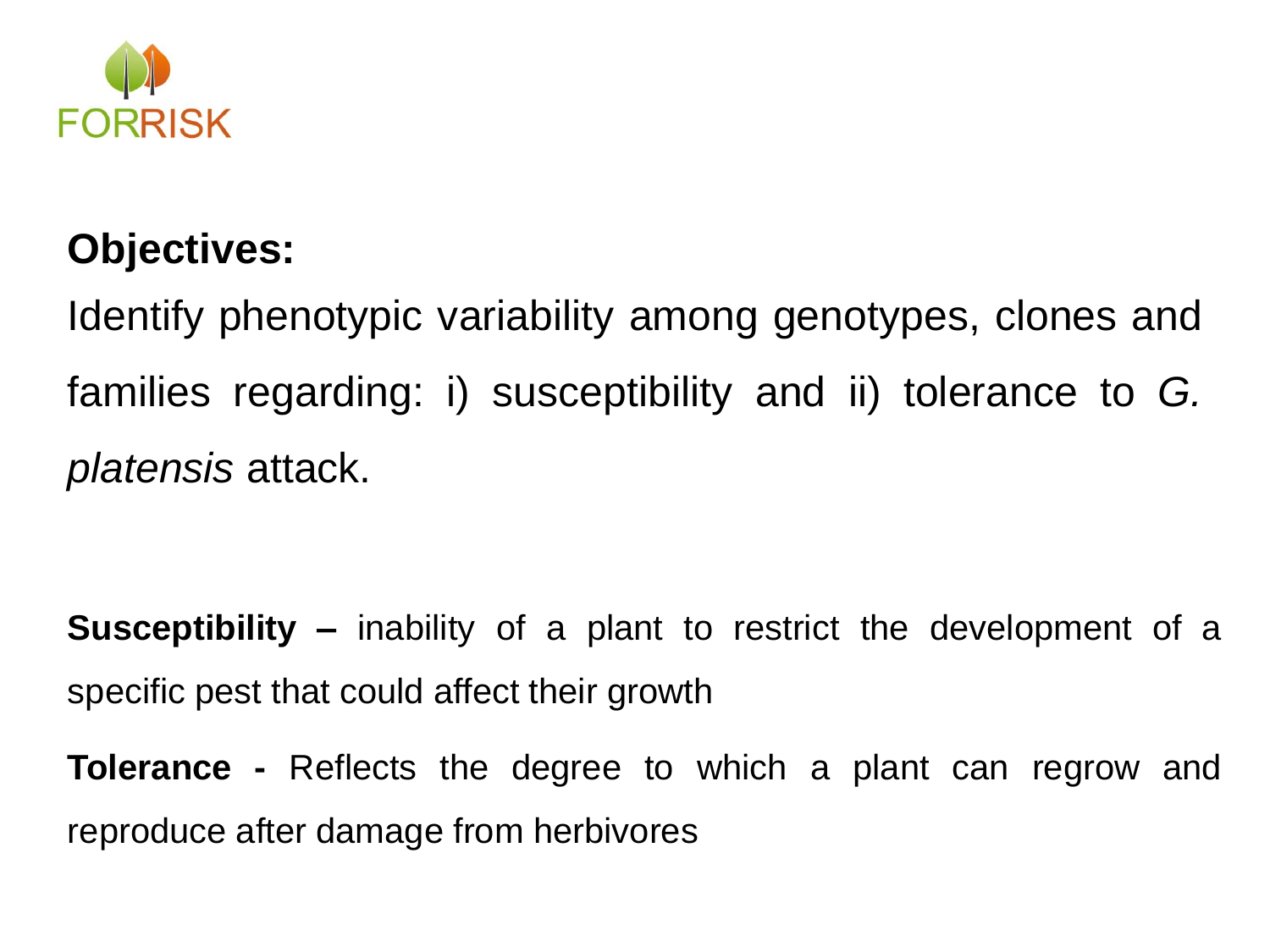**Objectives:**

Identify phenotypic variability among genotypes, clones and families regarding: i) susceptibility and ii) tolerance to *G. platensis* attack.

**Susceptibility –** inability of a plant to restrict the development of a specific pest that could affect their growth

**Tolerance -** Reflects the degree to which a plant can regrow and reproduce after damage from herbivores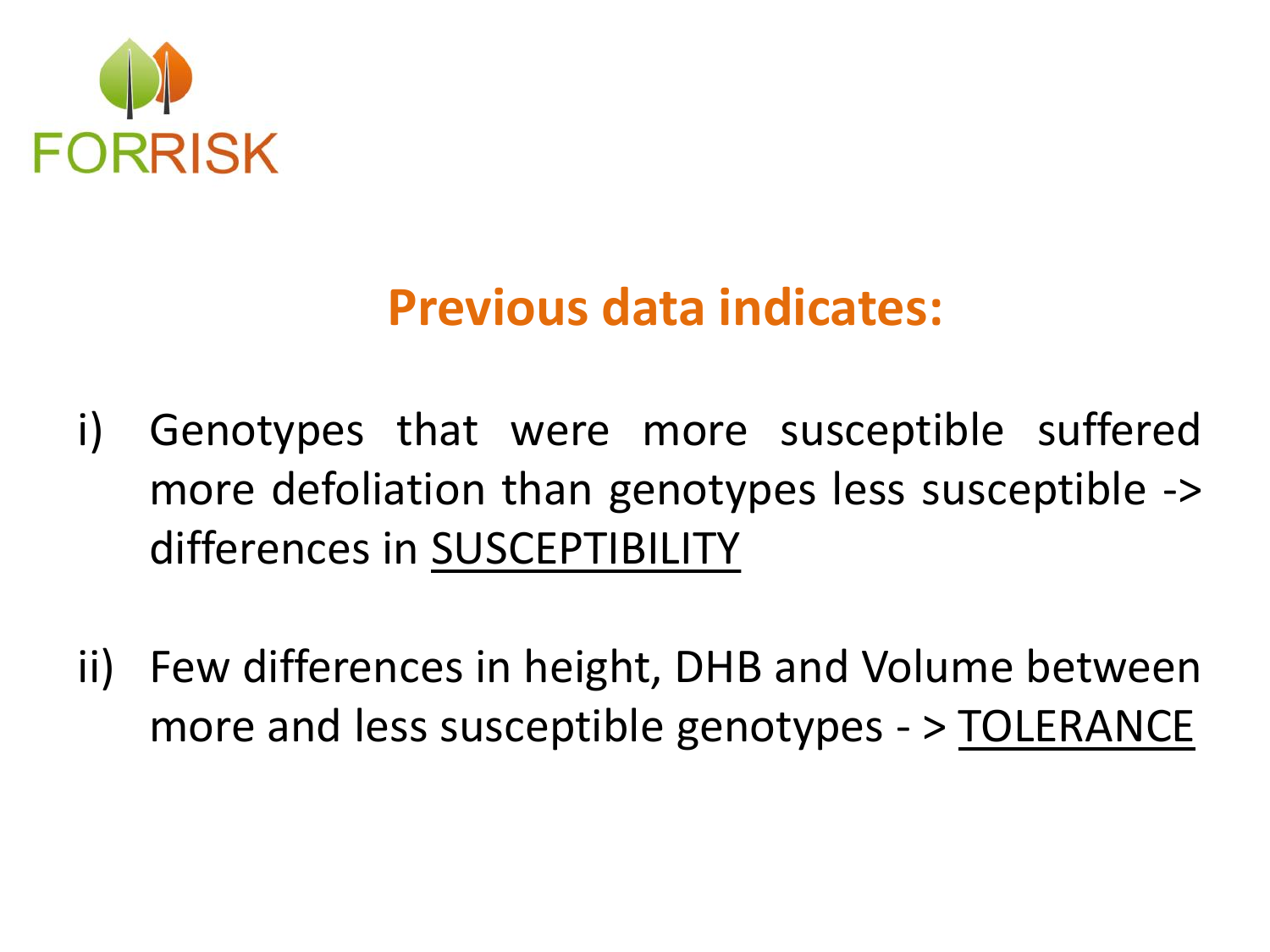FORRISK

## Previous data indicates:

i) Genotypes that were more susceptible suffered more defoliation than genotypes less susceptible -> differences in <u>SUSCEPTIBILITY</u>

ii) Few differences in height, DHB and Volume between more and less susceptible genotypes - > <u>TOLERANCE</u>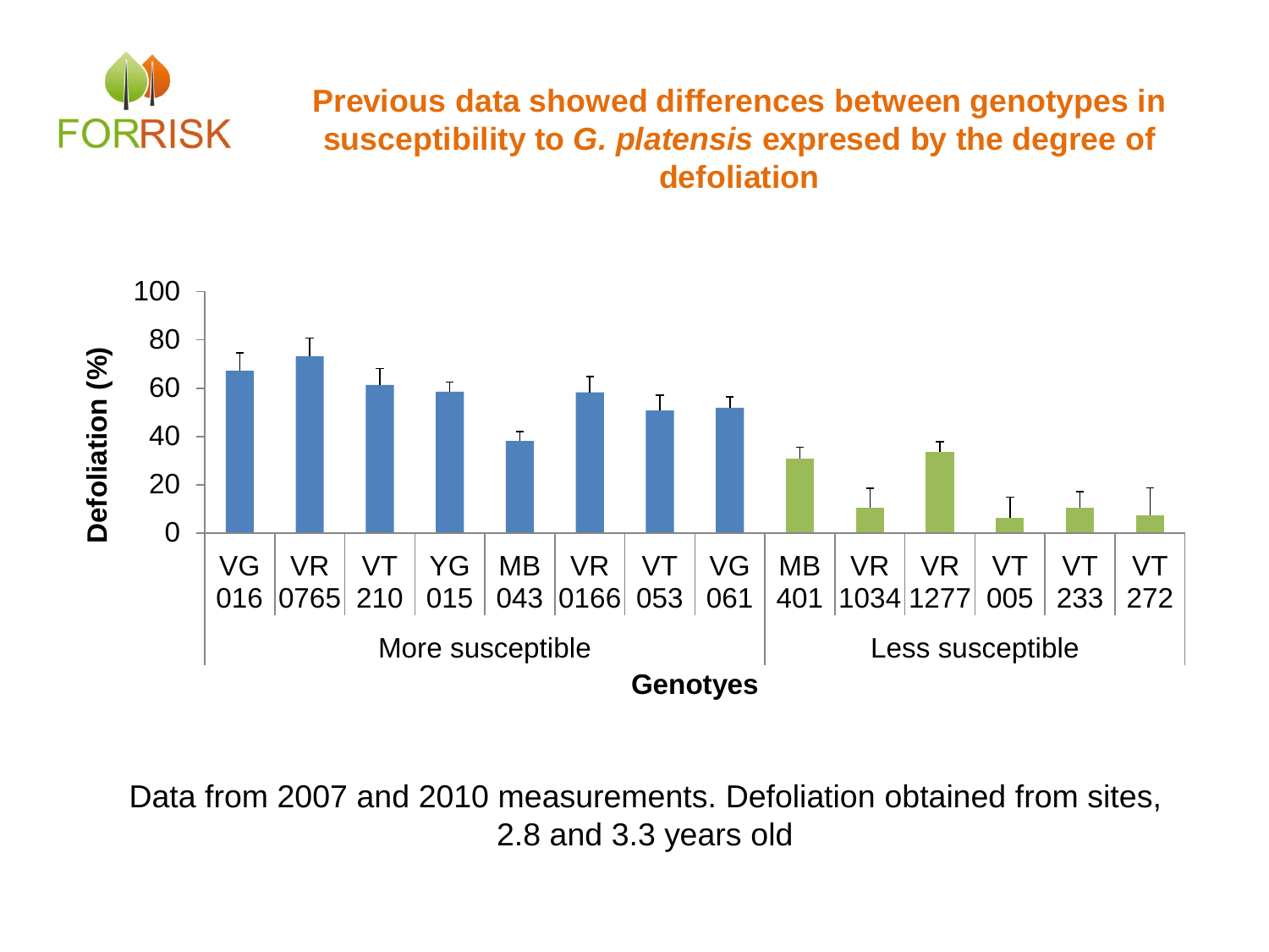## Previous data showed differences between genotypes in susceptibility to *G. platensis* expresed by the degree of defoliation

Defoliation (%)

100
80
60
40
20
0

VG 016 | VR 0765 | VT 210 | YG 015 | MB 043 | VR 0166 | VT 053 | VG 061 | MB 401 | VR 1034 | VR 1277 | VT 005 | VT 233 | VT 272

More susceptible | Less susceptible

**Genotyes**

Data from 2007 and 2010 measurements. Defoliation obtained from sites, 2.8 and 3.3 years old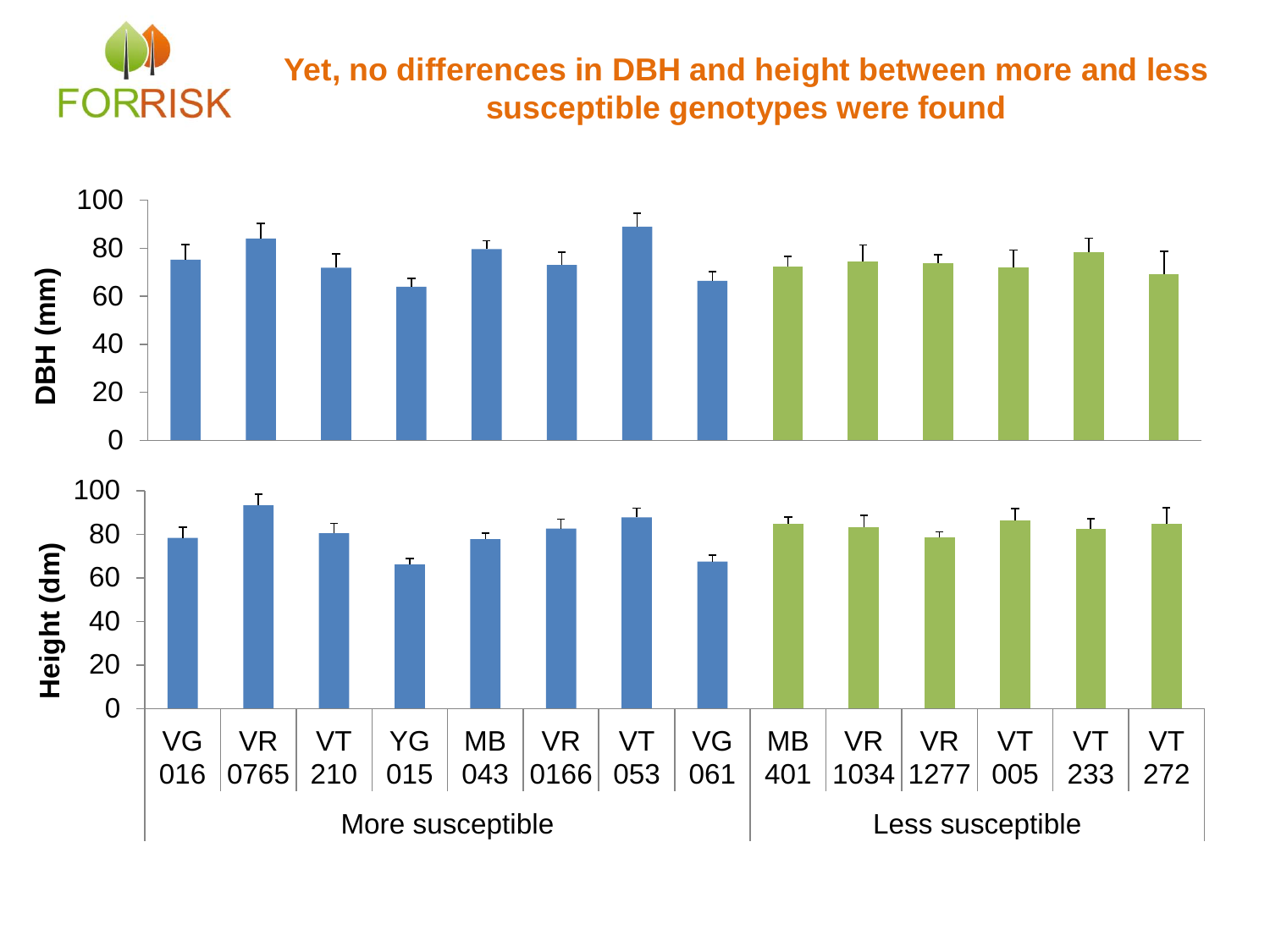# Yet, no differences in DBH and height between more and less susceptible genotypes were found

DBH (mm)

Height (dm)

| More susceptible | | | | | | | | Less susceptible | | | | | |
|---|---|---|---|---|---|---|---|---|---|---|---|---|---|
| VG 016 | VR 0765 | VT 210 | YG 015 | MB 043 | VR 0166 | VT 053 | VG 061 | MB 401 | VR 1034 | VR 1277 | VT 005 | VT 233 | VT 272 |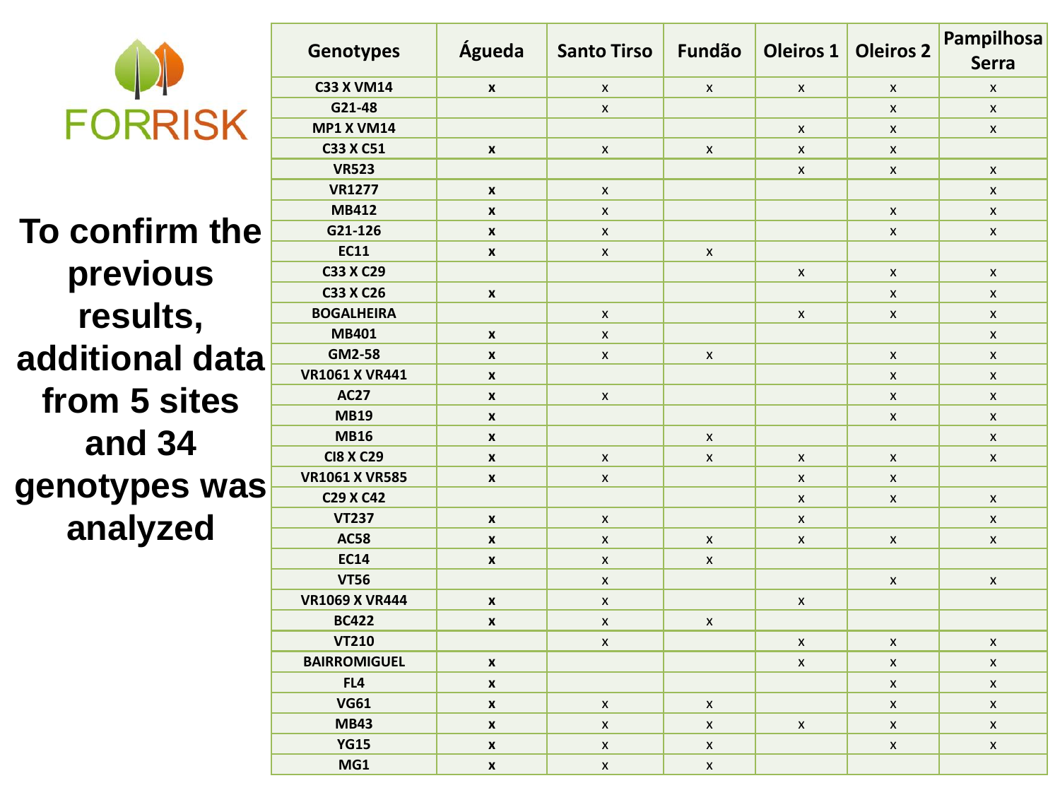FORRISK

**To confirm the previous results, additional data from 5 sites and 34 genotypes was analyzed**

| Genotypes | Águeda | Santo Tirso | Fundão | Oleiros 1 | Oleiros 2 | Pampilhosa Serra |
|---|---|---|---|---|---|---|
| C33 X VM14 | x | x | x | x | x | x |
| G21-48 | | x | | | x | x |
| MP1 X VM14 | | | | x | x | x |
| C33 X C51 | x | x | x | x | x | |
| VR523 | | | | x | x | x |
| VR1277 | x | x | | | | x |
| MB412 | x | x | | | x | x |
| G21-126 | x | x | | | x | x |
| EC11 | x | x | x | | | |
| C33 X C29 | | | | x | x | x |
| C33 X C26 | x | | | | x | x |
| BOGALHEIRA | | x | | x | x | x |
| MB401 | x | x | | | | x |
| GM2-58 | x | x | x | | x | x |
| VR1061 X VR441 | x | | | | x | x |
| AC27 | x | x | | | x | x |
| MB19 | x | | | | x | x |
| MB16 | x | | x | | | x |
| CI8 X C29 | x | x | x | x | x | x |
| VR1061 X VR585 | x | x | | x | x | |
| C29 X C42 | | | | x | x | x |
| VT237 | x | x | | x | | x |
| AC58 | x | x | x | x | x | x |
| EC14 | x | x | x | | | |
| VT56 | | x | | | x | x |
| VR1069 X VR444 | x | x | | x | | |
| BC422 | x | x | x | | | |
| VT210 | | x | | x | x | x |
| BAIRROMIGUEL | x | | | x | x | x |
| FL4 | x | | | | x | x |
| VG61 | x | x | x | | x | x |
| MB43 | x | x | x | x | x | x |
| YG15 | x | x | x | | x | x |
| MG1 | x | x | x | | | |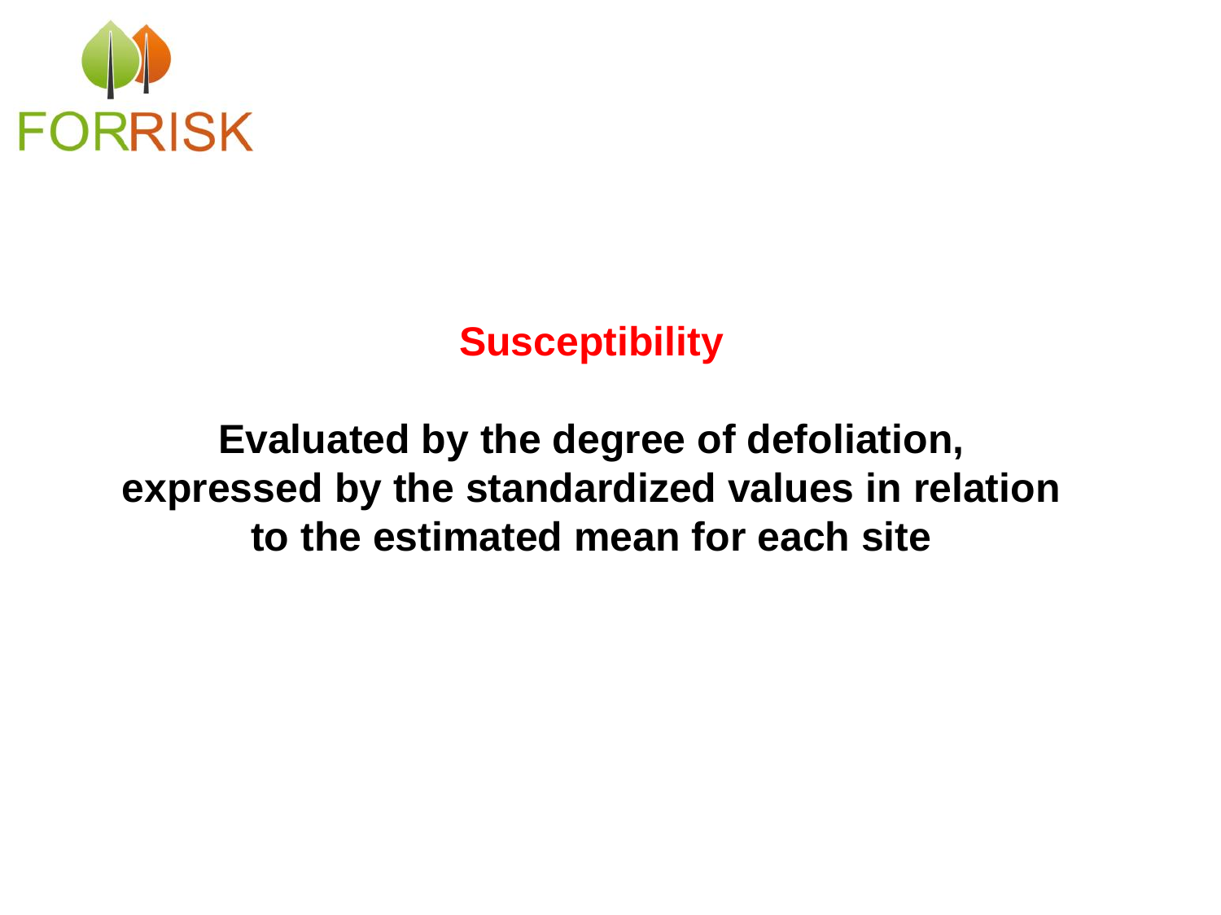# Susceptibility

**Evaluated by the degree of defoliation, expressed by the standardized values in relation to the estimated mean for each site**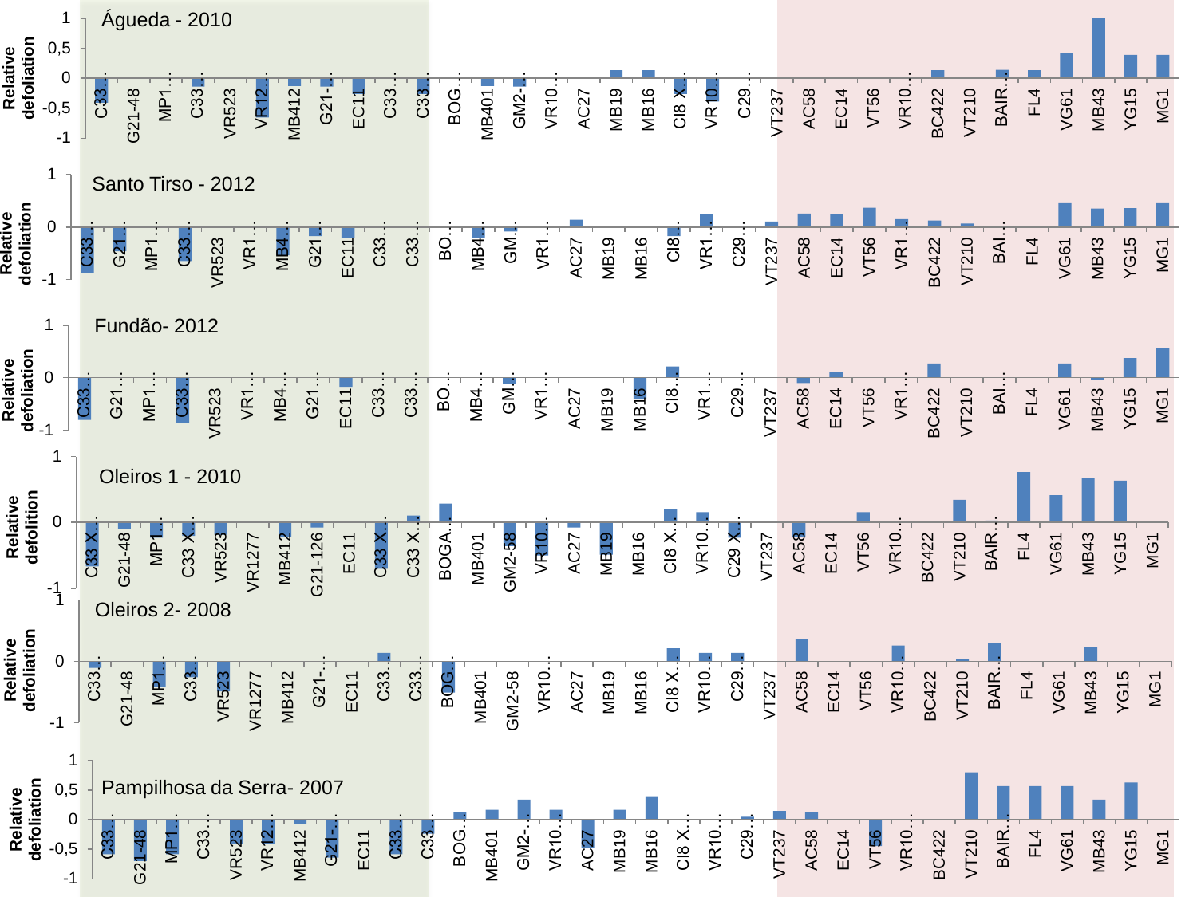Águeda - 2010

Santo Tirso - 2012

Fundão- 2012

Oleiros 1 - 2010

Oleiros 2- 2008

Pampilhosa da Serra- 2007

Relative defoliation

C33 X… G21-48 MP1… C33… VR523 VR1277 MB412 G21-126 EC11 C33 X… C33 X… BOGA… MB401 GM2-58 VR10… AC27 MB19 MB16 CI8 X… VR10… C29 X… VT237 AC58 EC14 VT56 VR10… BC422 VT210 BAIR… FL4 VG61 MB43 YG15 MG1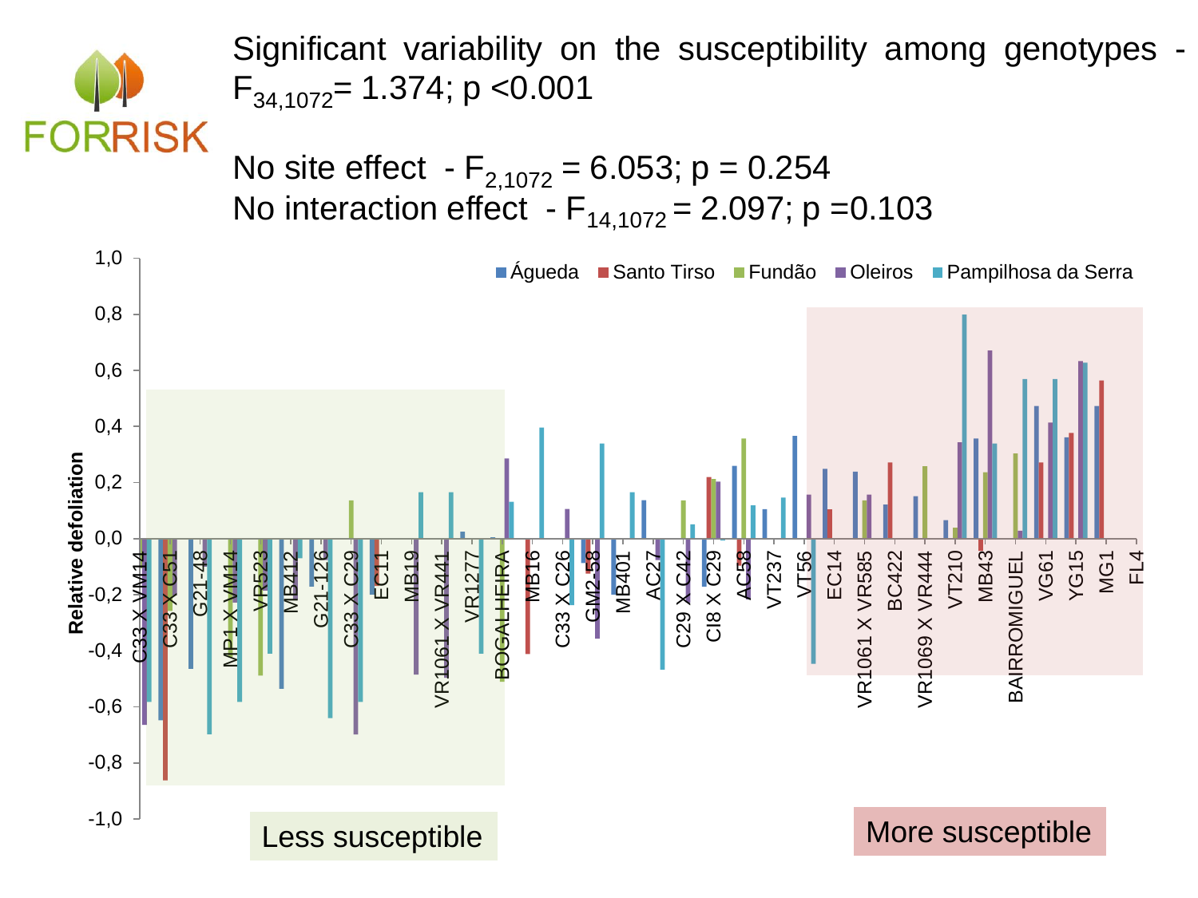Significant variability on the susceptibility among genotypes - $F_{34,1072}$= 1.374; p <0.001

No site effect - $F_{2,1072}$ = 6.053; p = 0.254

No interaction effect - $F_{14,1072}$ = 2.097; p =0.103

Relative defoliation

Águeda, Santo Tirso, Fundão, Oleiros, Pampilhosa da Serra

C33 X VM14, C33 X C51, G21-48, MP1 X VM14, VR523, MB412, G21-126, C33 X C29, EC11, MB19, VR1061 X VR441, VR1277, BOGALHEIRA, MB16, C33 X C26, GM2-58, MB401, AC27, C29 X C42, CI8 X C29, AC58, VT237, VT56, EC14, VR1061 X VR585, BC422, VR1069 X VR444, VT210, MB43, BAIRROMIGUEL, VG61, YG15, MG1, FL4

Less susceptible

More susceptible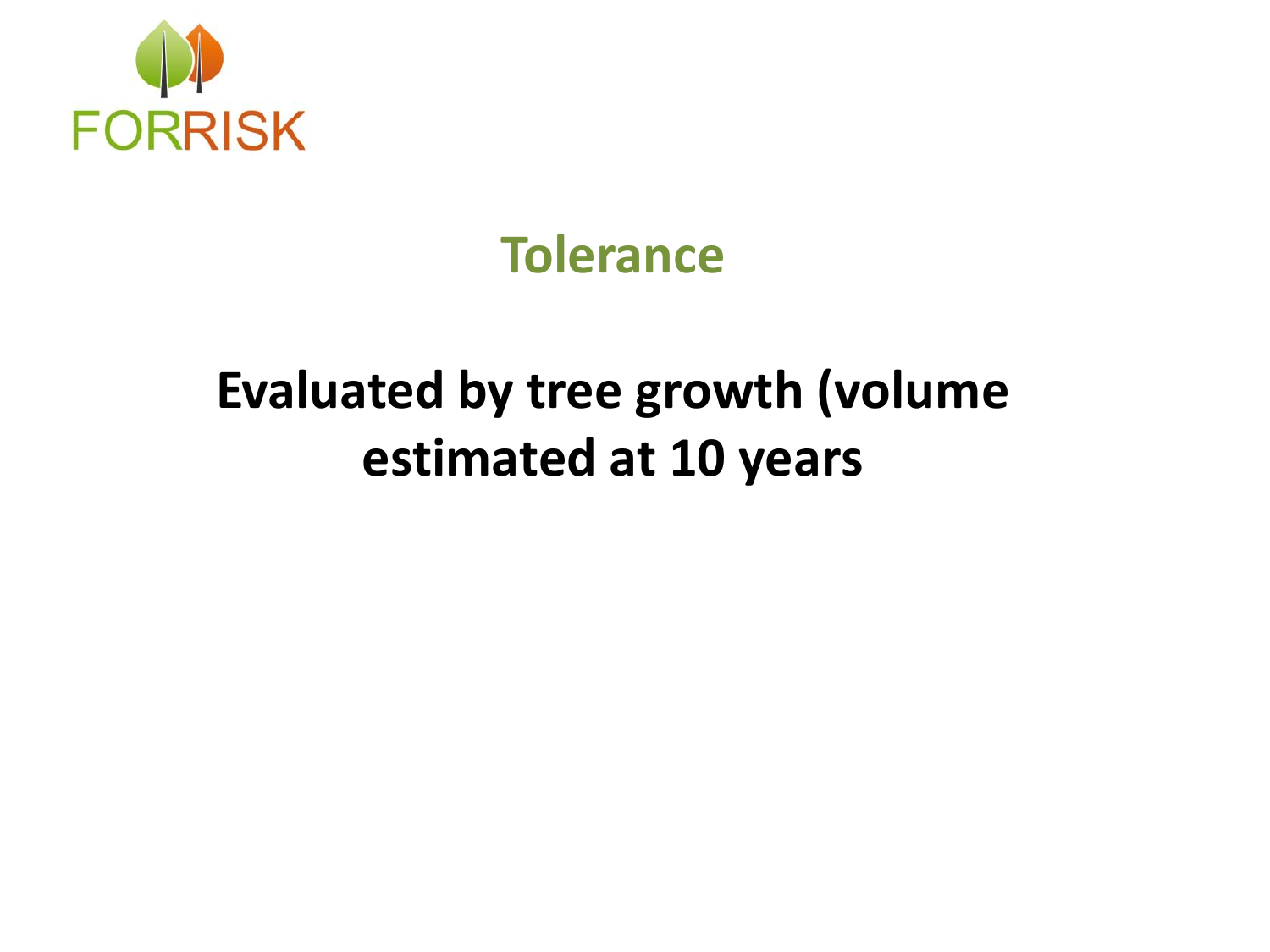## Tolerance

**Evaluated by tree growth (volume estimated at 10 years**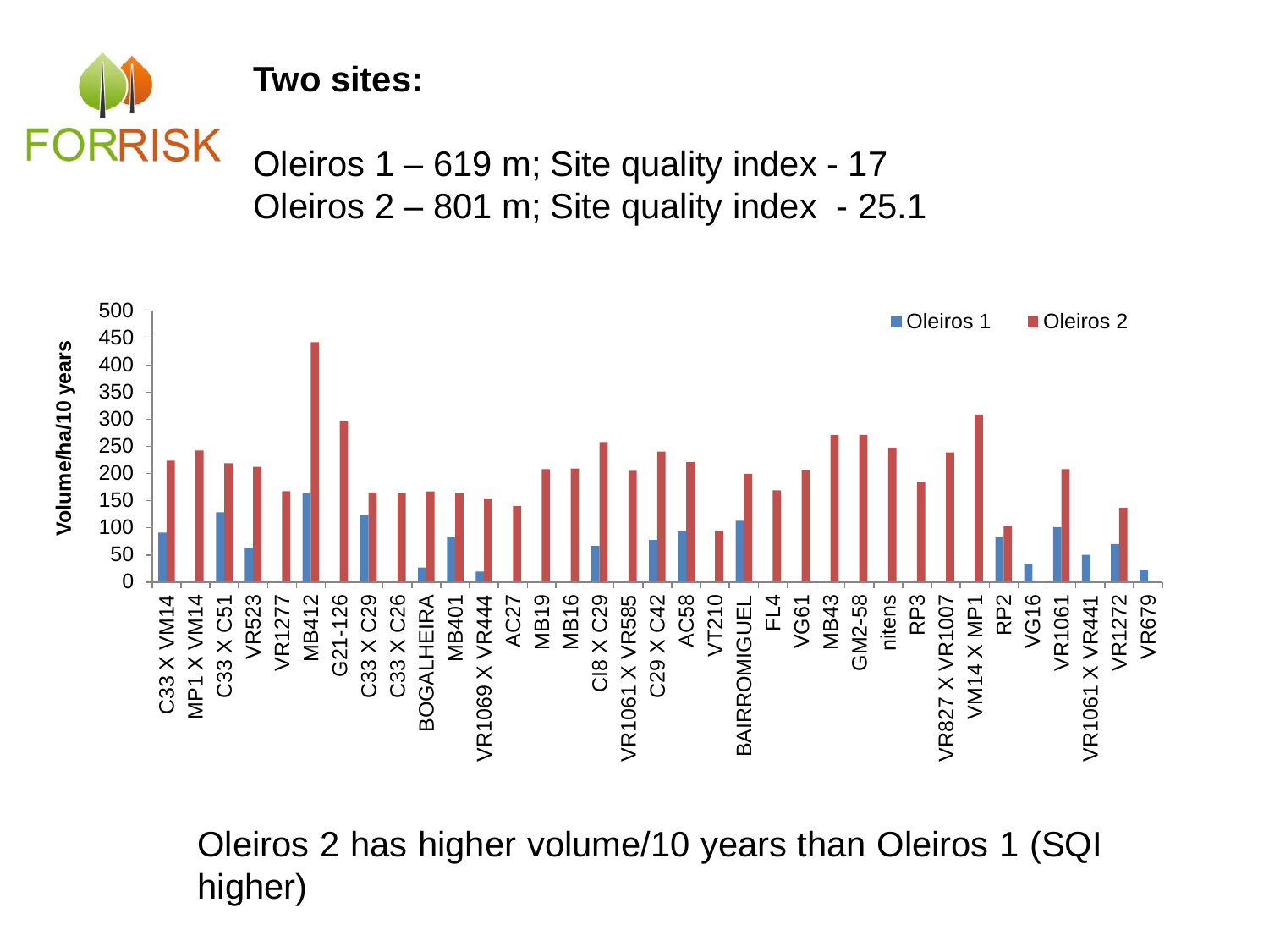## Two sites:

Oleiros 1 – 619 m; Site quality index - 17
Oleiros 2 – 801 m; Site quality index - 25.1

Oleiros 2 has higher volume/10 years than Oleiros 1 (SQI higher)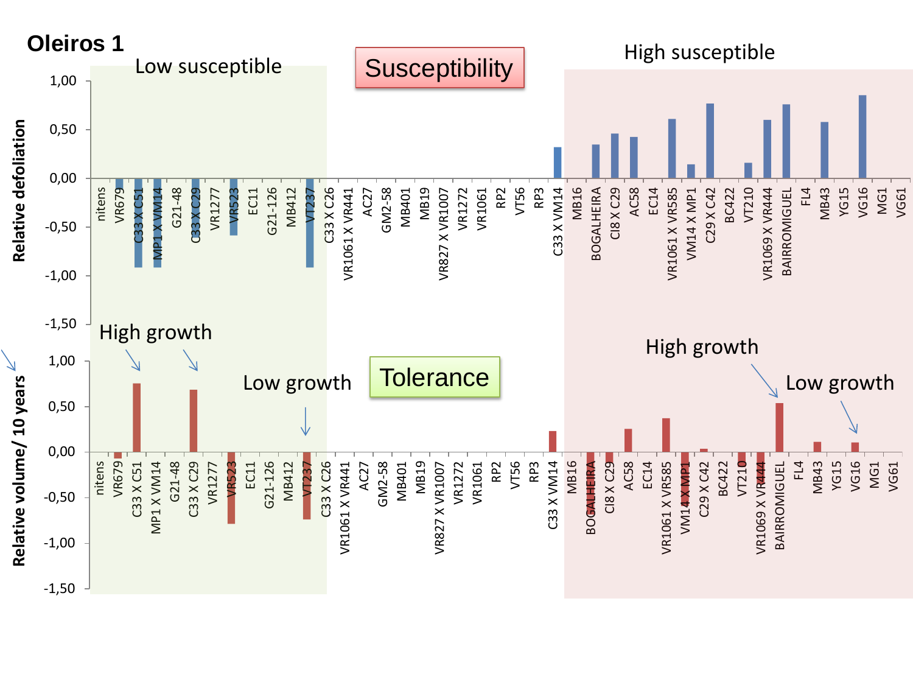# Oleiros 1

Low susceptible

**Susceptibility**

High susceptible

Relative defoliation

1,00
0,50
0,00
-0,50
-1,00
-1,50

nitens, VR679, C33 X C51, MP1 X VM14, G21-48, C33 X C29, VR1277, VR523, EC11, G21-126, MB412, VT237, C33 X C26, VR1061 X VR441, AC27, GM2-58, MB401, MB19, VR827 X VR1007, VR1272, VR1061, RP2, VT56, RP3, C33 X VM14, MB16, BOGALHEIRA, CI8 X C29, AC58, EC14, VR1061 X VR585, VM14 X MP1, C29 X C42, BC422, VT210, VR1069 X VR444, BAIRROMIGUEL, FL4, MB43, YG15, VG16, MG1, VG61

High growth

Low growth

**Tolerance**

High growth

Low growth

Relative volume/ 10 years

1,00
0,50
0,00
-0,50
-1,00
-1,50

nitens, VR679, C33 X C51, MP1 X VM14, G21-48, C33 X C29, VR1277, VR523, EC11, G21-126, MB412, VT237, C33 X C26, VR1061 X VR441, AC27, GM2-58, MB401, MB19, VR827 X VR1007, VR1272, VR1061, RP2, VT56, RP3, C33 X VM14, MB16, BOGALHEIRA, CI8 X C29, AC58, EC14, VR1061 X VR585, VM14 X MP1, C29 X C42, BC422, VT210, VR1069 X VR444, BAIRROMIGUEL, FL4, MB43, YG15, VG16, MG1, VG61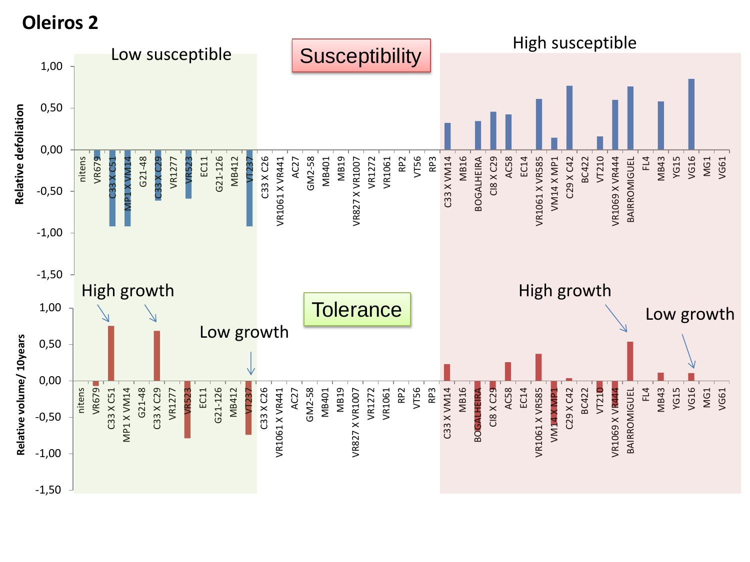# Oleiros 2

**Susceptibility**

Low susceptible

High susceptible

Relative defoliation

1,00
0,50
0,00
-0,50
-1,00
-1,50

nitens, VR679, C33 X C51, MP1 X VM14, G21-48, C33 X C29, VR1277, VR523, EC11, G21-126, MB412, VT237, C33 X C26, VR1061 X VR441, AC27, GM2-58, MB401, MB19, VR827 X VR1007, VR1272, VR1061, RP2, VT56, RP3, C33 X VM14, MB16, BOGALHEIRA, CI8 X C29, AC58, EC14, VR1061 X VR585, VM14 X MP1, C29 X C42, BC422, VT210, VR1069 X VR444, BAIRROMIGUEL, FL4, MB43, YG15, VG16, MG1, VG61

**Tolerance**

High growth

High growth

Low growth

Low growth

Relative volume/ 10years

1,00
0,50
0,00
-0,50
-1,00
-1,50

nitens, VR679, C33 X C51, MP1 X VM14, G21-48, C33 X C29, VR1277, VR523, EC11, G21-126, MB412, VT237, C33 X C26, VR1061 X VR441, AC27, GM2-58, MB401, MB19, VR827 X VR1007, VR1272, VR1061, RP2, VT56, RP3, C33 X VM14, MB16, BOGALHEIRA, CI8 X C29, AC58, EC14, VR1061 X VR585, VM14 X MP1, C29 X C42, BC422, VT210, VR1069 X VR444, BAIRROMIGUEL, FL4, MB43, YG15, VG16, MG1, VG61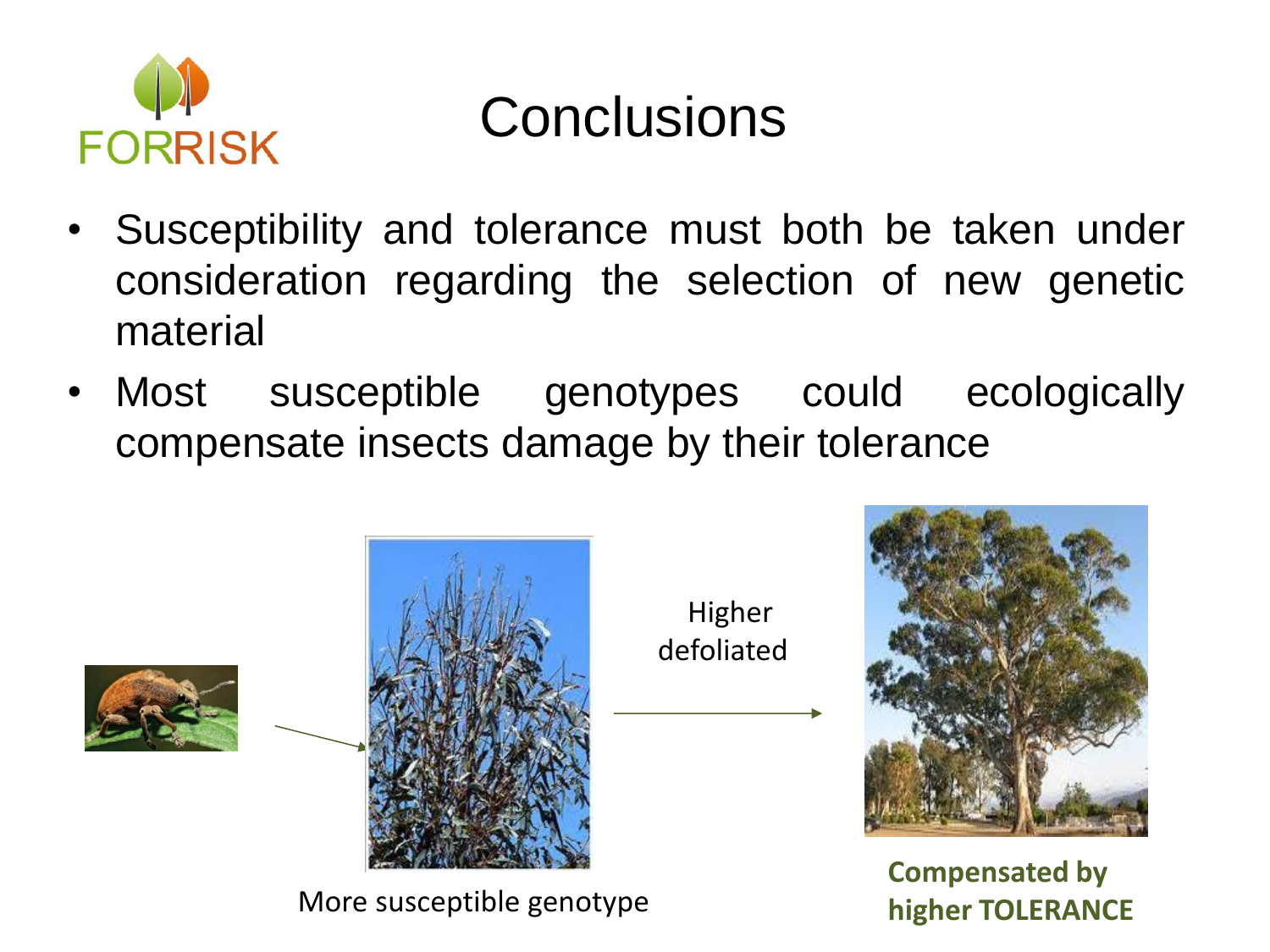# Conclusions

- Susceptibility and tolerance must both be taken under consideration regarding the selection of new genetic material
- Most susceptible genotypes could ecologically compensate insects damage by their tolerance

Higher defoliated

More susceptible genotype

**Compensated by higher TOLERANCE**